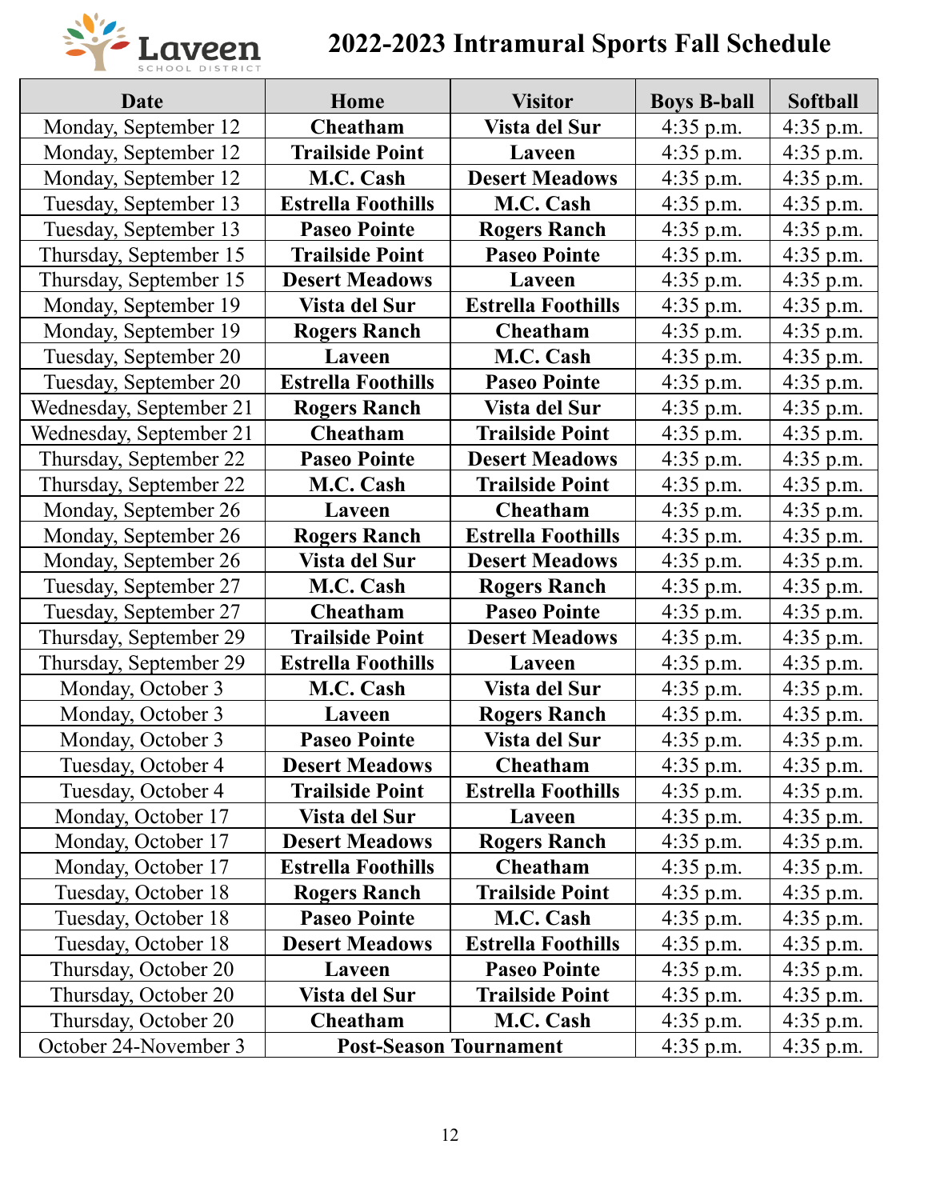Laveen SCHOOL DISTRICT

# 2022-2023 Intramural Sports Fall Schedule

| Date | Home | Visitor | Boys B-ball | Softball |
|---|---|---|---|---|
| Monday, September 12 | **Cheatham** | **Vista del Sur** | 4:35 p.m. | 4:35 p.m. |
| Monday, September 12 | **Trailside Point** | **Laveen** | 4:35 p.m. | 4:35 p.m. |
| Monday, September 12 | **M.C. Cash** | **Desert Meadows** | 4:35 p.m. | 4:35 p.m. |
| Tuesday, September 13 | **Estrella Foothills** | **M.C. Cash** | 4:35 p.m. | 4:35 p.m. |
| Tuesday, September 13 | **Paseo Pointe** | **Rogers Ranch** | 4:35 p.m. | 4:35 p.m. |
| Thursday, September 15 | **Trailside Point** | **Paseo Pointe** | 4:35 p.m. | 4:35 p.m. |
| Thursday, September 15 | **Desert Meadows** | **Laveen** | 4:35 p.m. | 4:35 p.m. |
| Monday, September 19 | **Vista del Sur** | **Estrella Foothills** | 4:35 p.m. | 4:35 p.m. |
| Monday, September 19 | **Rogers Ranch** | **Cheatham** | 4:35 p.m. | 4:35 p.m. |
| Tuesday, September 20 | **Laveen** | **M.C. Cash** | 4:35 p.m. | 4:35 p.m. |
| Tuesday, September 20 | **Estrella Foothills** | **Paseo Pointe** | 4:35 p.m. | 4:35 p.m. |
| Wednesday, September 21 | **Rogers Ranch** | **Vista del Sur** | 4:35 p.m. | 4:35 p.m. |
| Wednesday, September 21 | **Cheatham** | **Trailside Point** | 4:35 p.m. | 4:35 p.m. |
| Thursday, September 22 | **Paseo Pointe** | **Desert Meadows** | 4:35 p.m. | 4:35 p.m. |
| Thursday, September 22 | **M.C. Cash** | **Trailside Point** | 4:35 p.m. | 4:35 p.m. |
| Monday, September 26 | **Laveen** | **Cheatham** | 4:35 p.m. | 4:35 p.m. |
| Monday, September 26 | **Rogers Ranch** | **Estrella Foothills** | 4:35 p.m. | 4:35 p.m. |
| Monday, September 26 | **Vista del Sur** | **Desert Meadows** | 4:35 p.m. | 4:35 p.m. |
| Tuesday, September 27 | **M.C. Cash** | **Rogers Ranch** | 4:35 p.m. | 4:35 p.m. |
| Tuesday, September 27 | **Cheatham** | **Paseo Pointe** | 4:35 p.m. | 4:35 p.m. |
| Thursday, September 29 | **Trailside Point** | **Desert Meadows** | 4:35 p.m. | 4:35 p.m. |
| Thursday, September 29 | **Estrella Foothills** | **Laveen** | 4:35 p.m. | 4:35 p.m. |
| Monday, October 3 | **M.C. Cash** | **Vista del Sur** | 4:35 p.m. | 4:35 p.m. |
| Monday, October 3 | **Laveen** | **Rogers Ranch** | 4:35 p.m. | 4:35 p.m. |
| Monday, October 3 | **Paseo Pointe** | **Vista del Sur** | 4:35 p.m. | 4:35 p.m. |
| Tuesday, October 4 | **Desert Meadows** | **Cheatham** | 4:35 p.m. | 4:35 p.m. |
| Tuesday, October 4 | **Trailside Point** | **Estrella Foothills** | 4:35 p.m. | 4:35 p.m. |
| Monday, October 17 | **Vista del Sur** | **Laveen** | 4:35 p.m. | 4:35 p.m. |
| Monday, October 17 | **Desert Meadows** | **Rogers Ranch** | 4:35 p.m. | 4:35 p.m. |
| Monday, October 17 | **Estrella Foothills** | **Cheatham** | 4:35 p.m. | 4:35 p.m. |
| Tuesday, October 18 | **Rogers Ranch** | **Trailside Point** | 4:35 p.m. | 4:35 p.m. |
| Tuesday, October 18 | **Paseo Pointe** | **M.C. Cash** | 4:35 p.m. | 4:35 p.m. |
| Tuesday, October 18 | **Desert Meadows** | **Estrella Foothills** | 4:35 p.m. | 4:35 p.m. |
| Thursday, October 20 | **Laveen** | **Paseo Pointe** | 4:35 p.m. | 4:35 p.m. |
| Thursday, October 20 | **Vista del Sur** | **Trailside Point** | 4:35 p.m. | 4:35 p.m. |
| Thursday, October 20 | **Cheatham** | **M.C. Cash** | 4:35 p.m. | 4:35 p.m. |
| October 24-November 3 | **Post-Season Tournament** | | 4:35 p.m. | 4:35 p.m. |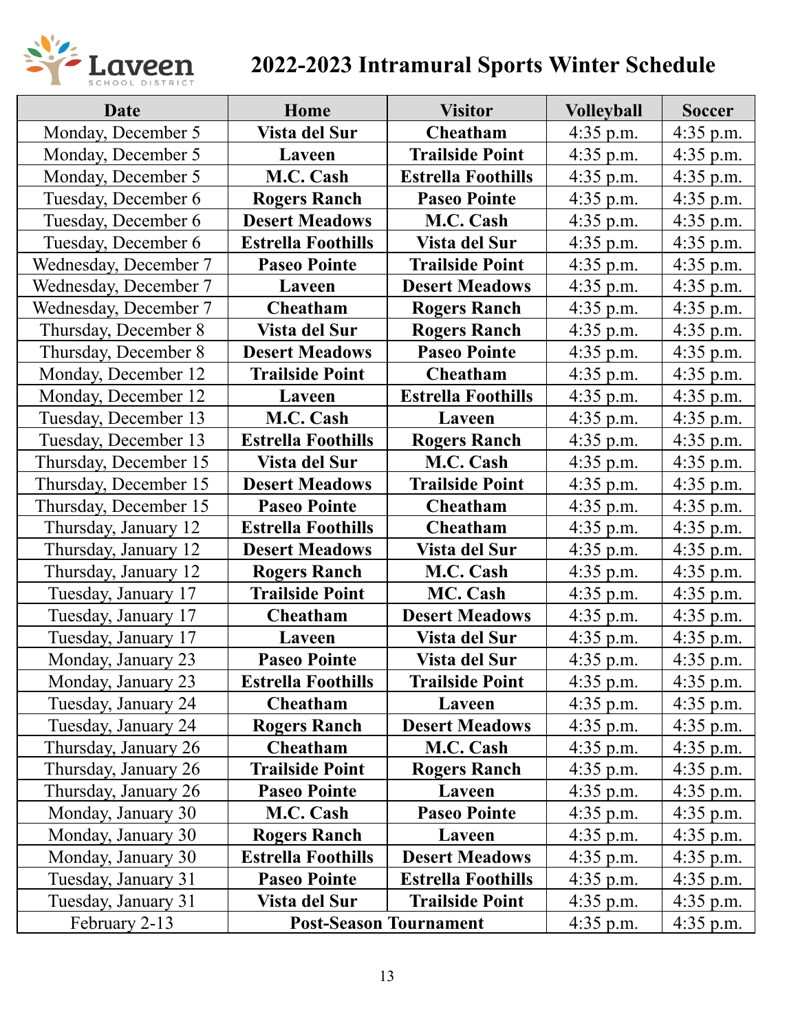# 2022-2023 Intramural Sports Winter Schedule

| Date | Home | Visitor | Volleyball | Soccer |
|---|---|---|---|---|
| Monday, December 5 | **Vista del Sur** | **Cheatham** | 4:35 p.m. | 4:35 p.m. |
| Monday, December 5 | **Laveen** | **Trailside Point** | 4:35 p.m. | 4:35 p.m. |
| Monday, December 5 | **M.C. Cash** | **Estrella Foothills** | 4:35 p.m. | 4:35 p.m. |
| Tuesday, December 6 | **Rogers Ranch** | **Paseo Pointe** | 4:35 p.m. | 4:35 p.m. |
| Tuesday, December 6 | **Desert Meadows** | **M.C. Cash** | 4:35 p.m. | 4:35 p.m. |
| Tuesday, December 6 | **Estrella Foothills** | **Vista del Sur** | 4:35 p.m. | 4:35 p.m. |
| Wednesday, December 7 | **Paseo Pointe** | **Trailside Point** | 4:35 p.m. | 4:35 p.m. |
| Wednesday, December 7 | **Laveen** | **Desert Meadows** | 4:35 p.m. | 4:35 p.m. |
| Wednesday, December 7 | **Cheatham** | **Rogers Ranch** | 4:35 p.m. | 4:35 p.m. |
| Thursday, December 8 | **Vista del Sur** | **Rogers Ranch** | 4:35 p.m. | 4:35 p.m. |
| Thursday, December 8 | **Desert Meadows** | **Paseo Pointe** | 4:35 p.m. | 4:35 p.m. |
| Monday, December 12 | **Trailside Point** | **Cheatham** | 4:35 p.m. | 4:35 p.m. |
| Monday, December 12 | **Laveen** | **Estrella Foothills** | 4:35 p.m. | 4:35 p.m. |
| Tuesday, December 13 | **M.C. Cash** | **Laveen** | 4:35 p.m. | 4:35 p.m. |
| Tuesday, December 13 | **Estrella Foothills** | **Rogers Ranch** | 4:35 p.m. | 4:35 p.m. |
| Thursday, December 15 | **Vista del Sur** | **M.C. Cash** | 4:35 p.m. | 4:35 p.m. |
| Thursday, December 15 | **Desert Meadows** | **Trailside Point** | 4:35 p.m. | 4:35 p.m. |
| Thursday, December 15 | **Paseo Pointe** | **Cheatham** | 4:35 p.m. | 4:35 p.m. |
| Thursday, January 12 | **Estrella Foothills** | **Cheatham** | 4:35 p.m. | 4:35 p.m. |
| Thursday, January 12 | **Desert Meadows** | **Vista del Sur** | 4:35 p.m. | 4:35 p.m. |
| Thursday, January 12 | **Rogers Ranch** | **M.C. Cash** | 4:35 p.m. | 4:35 p.m. |
| Tuesday, January 17 | **Trailside Point** | **MC. Cash** | 4:35 p.m. | 4:35 p.m. |
| Tuesday, January 17 | **Cheatham** | **Desert Meadows** | 4:35 p.m. | 4:35 p.m. |
| Tuesday, January 17 | **Laveen** | **Vista del Sur** | 4:35 p.m. | 4:35 p.m. |
| Monday, January 23 | **Paseo Pointe** | **Vista del Sur** | 4:35 p.m. | 4:35 p.m. |
| Monday, January 23 | **Estrella Foothills** | **Trailside Point** | 4:35 p.m. | 4:35 p.m. |
| Tuesday, January 24 | **Cheatham** | **Laveen** | 4:35 p.m. | 4:35 p.m. |
| Tuesday, January 24 | **Rogers Ranch** | **Desert Meadows** | 4:35 p.m. | 4:35 p.m. |
| Thursday, January 26 | **Cheatham** | **M.C. Cash** | 4:35 p.m. | 4:35 p.m. |
| Thursday, January 26 | **Trailside Point** | **Rogers Ranch** | 4:35 p.m. | 4:35 p.m. |
| Thursday, January 26 | **Paseo Pointe** | **Laveen** | 4:35 p.m. | 4:35 p.m. |
| Monday, January 30 | **M.C. Cash** | **Paseo Pointe** | 4:35 p.m. | 4:35 p.m. |
| Monday, January 30 | **Rogers Ranch** | **Laveen** | 4:35 p.m. | 4:35 p.m. |
| Monday, January 30 | **Estrella Foothills** | **Desert Meadows** | 4:35 p.m. | 4:35 p.m. |
| Tuesday, January 31 | **Paseo Pointe** | **Estrella Foothills** | 4:35 p.m. | 4:35 p.m. |
| Tuesday, January 31 | **Vista del Sur** | **Trailside Point** | 4:35 p.m. | 4:35 p.m. |
| February 2-13 | **Post-Season Tournament** | | 4:35 p.m. | 4:35 p.m. |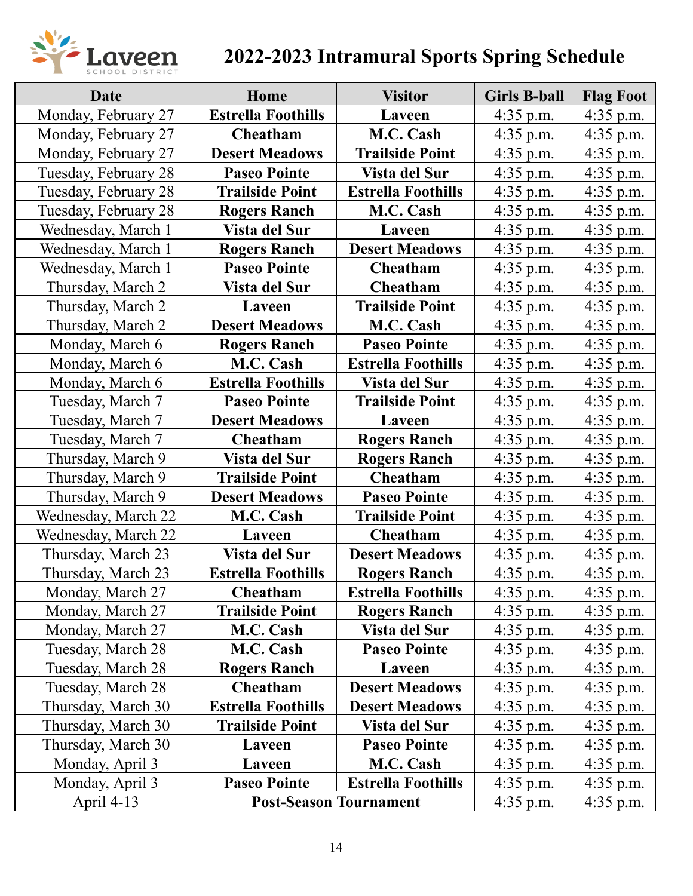# 2022-2023 Intramural Sports Spring Schedule

| Date | Home | Visitor | Girls B-ball | Flag Foot |
|---|---|---|---|---|
| Monday, February 27 | **Estrella Foothills** | **Laveen** | 4:35 p.m. | 4:35 p.m. |
| Monday, February 27 | **Cheatham** | **M.C. Cash** | 4:35 p.m. | 4:35 p.m. |
| Monday, February 27 | **Desert Meadows** | **Trailside Point** | 4:35 p.m. | 4:35 p.m. |
| Tuesday, February 28 | **Paseo Pointe** | **Vista del Sur** | 4:35 p.m. | 4:35 p.m. |
| Tuesday, February 28 | **Trailside Point** | **Estrella Foothills** | 4:35 p.m. | 4:35 p.m. |
| Tuesday, February 28 | **Rogers Ranch** | **M.C. Cash** | 4:35 p.m. | 4:35 p.m. |
| Wednesday, March 1 | **Vista del Sur** | **Laveen** | 4:35 p.m. | 4:35 p.m. |
| Wednesday, March 1 | **Rogers Ranch** | **Desert Meadows** | 4:35 p.m. | 4:35 p.m. |
| Wednesday, March 1 | **Paseo Pointe** | **Cheatham** | 4:35 p.m. | 4:35 p.m. |
| Thursday, March 2 | **Vista del Sur** | **Cheatham** | 4:35 p.m. | 4:35 p.m. |
| Thursday, March 2 | **Laveen** | **Trailside Point** | 4:35 p.m. | 4:35 p.m. |
| Thursday, March 2 | **Desert Meadows** | **M.C. Cash** | 4:35 p.m. | 4:35 p.m. |
| Monday, March 6 | **Rogers Ranch** | **Paseo Pointe** | 4:35 p.m. | 4:35 p.m. |
| Monday, March 6 | **M.C. Cash** | **Estrella Foothills** | 4:35 p.m. | 4:35 p.m. |
| Monday, March 6 | **Estrella Foothills** | **Vista del Sur** | 4:35 p.m. | 4:35 p.m. |
| Tuesday, March 7 | **Paseo Pointe** | **Trailside Point** | 4:35 p.m. | 4:35 p.m. |
| Tuesday, March 7 | **Desert Meadows** | **Laveen** | 4:35 p.m. | 4:35 p.m. |
| Tuesday, March 7 | **Cheatham** | **Rogers Ranch** | 4:35 p.m. | 4:35 p.m. |
| Thursday, March 9 | **Vista del Sur** | **Rogers Ranch** | 4:35 p.m. | 4:35 p.m. |
| Thursday, March 9 | **Trailside Point** | **Cheatham** | 4:35 p.m. | 4:35 p.m. |
| Thursday, March 9 | **Desert Meadows** | **Paseo Pointe** | 4:35 p.m. | 4:35 p.m. |
| Wednesday, March 22 | **M.C. Cash** | **Trailside Point** | 4:35 p.m. | 4:35 p.m. |
| Wednesday, March 22 | **Laveen** | **Cheatham** | 4:35 p.m. | 4:35 p.m. |
| Thursday, March 23 | **Vista del Sur** | **Desert Meadows** | 4:35 p.m. | 4:35 p.m. |
| Thursday, March 23 | **Estrella Foothills** | **Rogers Ranch** | 4:35 p.m. | 4:35 p.m. |
| Monday, March 27 | **Cheatham** | **Estrella Foothills** | 4:35 p.m. | 4:35 p.m. |
| Monday, March 27 | **Trailside Point** | **Rogers Ranch** | 4:35 p.m. | 4:35 p.m. |
| Monday, March 27 | **M.C. Cash** | **Vista del Sur** | 4:35 p.m. | 4:35 p.m. |
| Tuesday, March 28 | **M.C. Cash** | **Paseo Pointe** | 4:35 p.m. | 4:35 p.m. |
| Tuesday, March 28 | **Rogers Ranch** | **Laveen** | 4:35 p.m. | 4:35 p.m. |
| Tuesday, March 28 | **Cheatham** | **Desert Meadows** | 4:35 p.m. | 4:35 p.m. |
| Thursday, March 30 | **Estrella Foothills** | **Desert Meadows** | 4:35 p.m. | 4:35 p.m. |
| Thursday, March 30 | **Trailside Point** | **Vista del Sur** | 4:35 p.m. | 4:35 p.m. |
| Thursday, March 30 | **Laveen** | **Paseo Pointe** | 4:35 p.m. | 4:35 p.m. |
| Monday, April 3 | **Laveen** | **M.C. Cash** | 4:35 p.m. | 4:35 p.m. |
| Monday, April 3 | **Paseo Pointe** | **Estrella Foothills** | 4:35 p.m. | 4:35 p.m. |
| April 4-13 | **Post-Season Tournament** | | 4:35 p.m. | 4:35 p.m. |